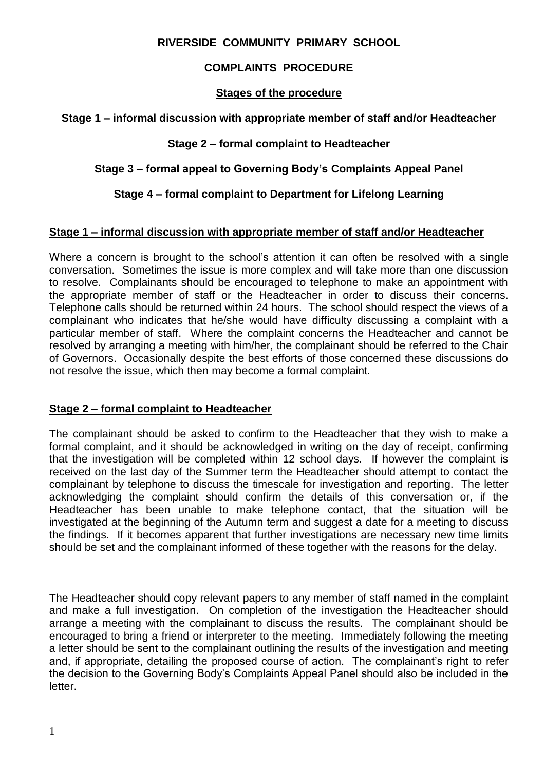# RIVERSIDE COMMUNITY PRIMARY SCHOOL

## COMPLAINTS PROCEDURE

### Stages of the procedure

**Stage 1 – informal discussion with appropriate member of staff and/or Headteacher**

**Stage 2 – formal complaint to Headteacher**

**Stage 3 – formal appeal to Governing Body's Complaints Appeal Panel**

**Stage 4 – formal complaint to Department for Lifelong Learning**

### Stage 1 – informal discussion with appropriate member of staff and/or Headteacher

Where a concern is brought to the school's attention it can often be resolved with a single conversation. Sometimes the issue is more complex and will take more than one discussion to resolve. Complainants should be encouraged to telephone to make an appointment with the appropriate member of staff or the Headteacher in order to discuss their concerns. Telephone calls should be returned within 24 hours. The school should respect the views of a complainant who indicates that he/she would have difficulty discussing a complaint with a particular member of staff. Where the complaint concerns the Headteacher and cannot be resolved by arranging a meeting with him/her, the complainant should be referred to the Chair of Governors. Occasionally despite the best efforts of those concerned these discussions do not resolve the issue, which then may become a formal complaint.

### Stage 2 – formal complaint to Headteacher

The complainant should be asked to confirm to the Headteacher that they wish to make a formal complaint, and it should be acknowledged in writing on the day of receipt, confirming that the investigation will be completed within 12 school days. If however the complaint is received on the last day of the Summer term the Headteacher should attempt to contact the complainant by telephone to discuss the timescale for investigation and reporting. The letter acknowledging the complaint should confirm the details of this conversation or, if the Headteacher has been unable to make telephone contact, that the situation will be investigated at the beginning of the Autumn term and suggest a date for a meeting to discuss the findings. If it becomes apparent that further investigations are necessary new time limits should be set and the complainant informed of these together with the reasons for the delay.

The Headteacher should copy relevant papers to any member of staff named in the complaint and make a full investigation. On completion of the investigation the Headteacher should arrange a meeting with the complainant to discuss the results. The complainant should be encouraged to bring a friend or interpreter to the meeting. Immediately following the meeting a letter should be sent to the complainant outlining the results of the investigation and meeting and, if appropriate, detailing the proposed course of action. The complainant's right to refer the decision to the Governing Body's Complaints Appeal Panel should also be included in the letter.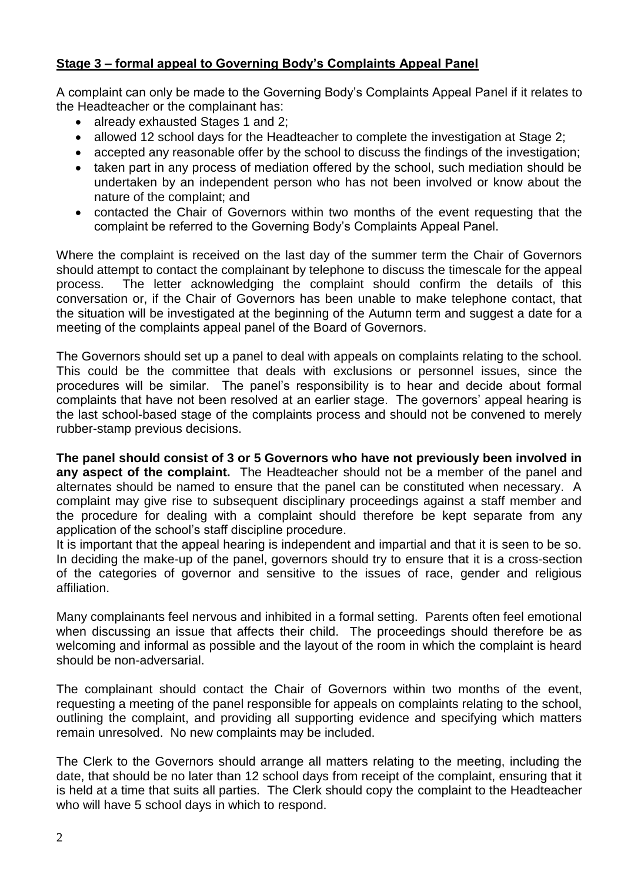**Stage 3 – formal appeal to Governing Body's Complaints Appeal Panel**

A complaint can only be made to the Governing Body's Complaints Appeal Panel if it relates to the Headteacher or the complainant has:

- already exhausted Stages 1 and 2;
- allowed 12 school days for the Headteacher to complete the investigation at Stage 2;
- accepted any reasonable offer by the school to discuss the findings of the investigation;
- taken part in any process of mediation offered by the school, such mediation should be undertaken by an independent person who has not been involved or know about the nature of the complaint; and
- contacted the Chair of Governors within two months of the event requesting that the complaint be referred to the Governing Body's Complaints Appeal Panel.

Where the complaint is received on the last day of the summer term the Chair of Governors should attempt to contact the complainant by telephone to discuss the timescale for the appeal process. The letter acknowledging the complaint should confirm the details of this conversation or, if the Chair of Governors has been unable to make telephone contact, that the situation will be investigated at the beginning of the Autumn term and suggest a date for a meeting of the complaints appeal panel of the Board of Governors.

The Governors should set up a panel to deal with appeals on complaints relating to the school. This could be the committee that deals with exclusions or personnel issues, since the procedures will be similar. The panel's responsibility is to hear and decide about formal complaints that have not been resolved at an earlier stage. The governors' appeal hearing is the last school-based stage of the complaints process and should not be convened to merely rubber-stamp previous decisions.

**The panel should consist of 3 or 5 Governors who have not previously been involved in any aspect of the complaint.** The Headteacher should not be a member of the panel and alternates should be named to ensure that the panel can be constituted when necessary. A complaint may give rise to subsequent disciplinary proceedings against a staff member and the procedure for dealing with a complaint should therefore be kept separate from any application of the school's staff discipline procedure.

It is important that the appeal hearing is independent and impartial and that it is seen to be so. In deciding the make-up of the panel, governors should try to ensure that it is a cross-section of the categories of governor and sensitive to the issues of race, gender and religious affiliation.

Many complainants feel nervous and inhibited in a formal setting. Parents often feel emotional when discussing an issue that affects their child. The proceedings should therefore be as welcoming and informal as possible and the layout of the room in which the complaint is heard should be non-adversarial.

The complainant should contact the Chair of Governors within two months of the event, requesting a meeting of the panel responsible for appeals on complaints relating to the school, outlining the complaint, and providing all supporting evidence and specifying which matters remain unresolved. No new complaints may be included.

The Clerk to the Governors should arrange all matters relating to the meeting, including the date, that should be no later than 12 school days from receipt of the complaint, ensuring that it is held at a time that suits all parties. The Clerk should copy the complaint to the Headteacher who will have 5 school days in which to respond.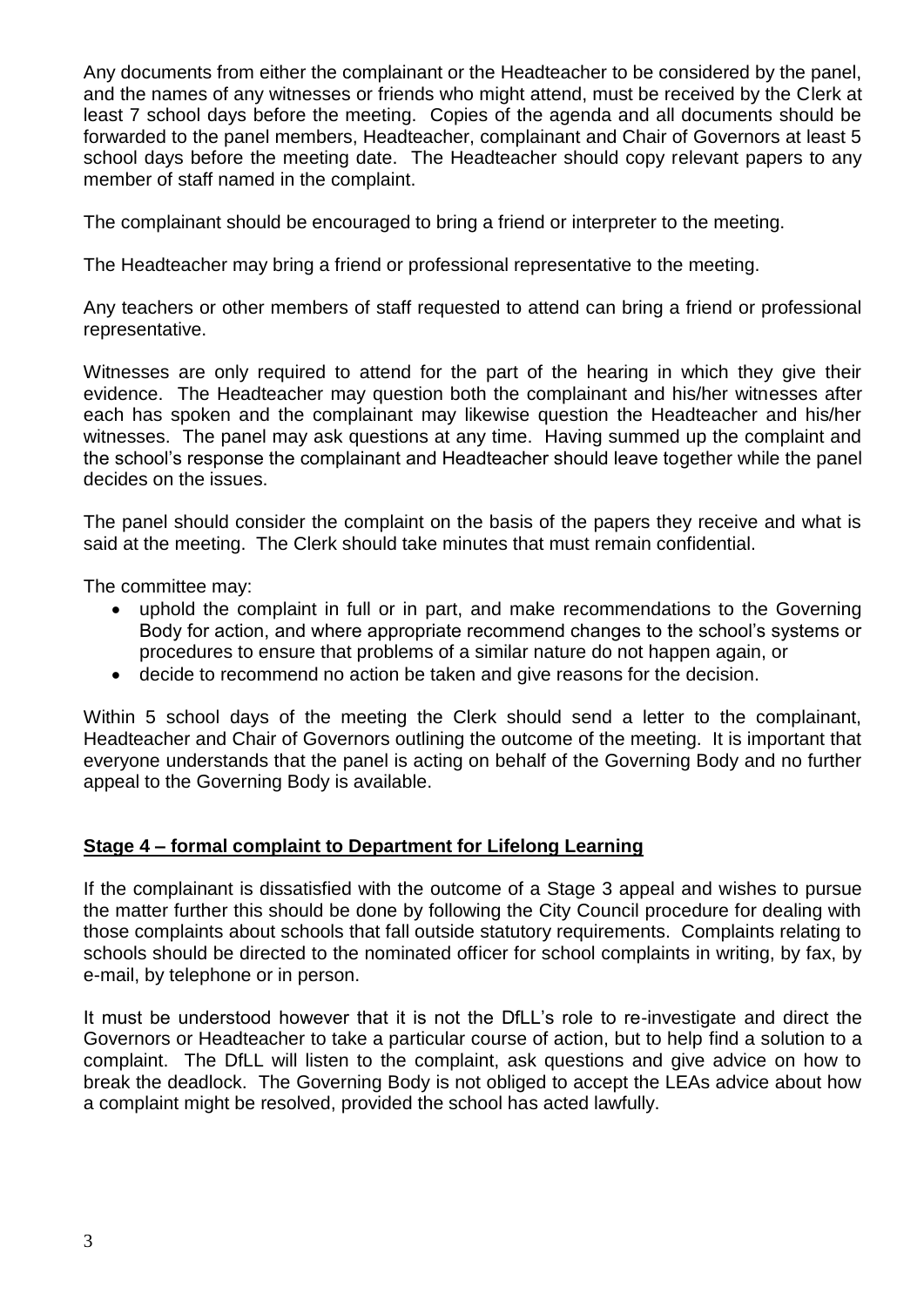Any documents from either the complainant or the Headteacher to be considered by the panel, and the names of any witnesses or friends who might attend, must be received by the Clerk at least 7 school days before the meeting. Copies of the agenda and all documents should be forwarded to the panel members, Headteacher, complainant and Chair of Governors at least 5 school days before the meeting date. The Headteacher should copy relevant papers to any member of staff named in the complaint.

The complainant should be encouraged to bring a friend or interpreter to the meeting.

The Headteacher may bring a friend or professional representative to the meeting.

Any teachers or other members of staff requested to attend can bring a friend or professional representative.

Witnesses are only required to attend for the part of the hearing in which they give their evidence. The Headteacher may question both the complainant and his/her witnesses after each has spoken and the complainant may likewise question the Headteacher and his/her witnesses. The panel may ask questions at any time. Having summed up the complaint and the school's response the complainant and Headteacher should leave together while the panel decides on the issues.

The panel should consider the complaint on the basis of the papers they receive and what is said at the meeting. The Clerk should take minutes that must remain confidential.

The committee may:

- uphold the complaint in full or in part, and make recommendations to the Governing Body for action, and where appropriate recommend changes to the school's systems or procedures to ensure that problems of a similar nature do not happen again, or
- decide to recommend no action be taken and give reasons for the decision.

Within 5 school days of the meeting the Clerk should send a letter to the complainant, Headteacher and Chair of Governors outlining the outcome of the meeting. It is important that everyone understands that the panel is acting on behalf of the Governing Body and no further appeal to the Governing Body is available.

## Stage 4 – formal complaint to Department for Lifelong Learning

If the complainant is dissatisfied with the outcome of a Stage 3 appeal and wishes to pursue the matter further this should be done by following the City Council procedure for dealing with those complaints about schools that fall outside statutory requirements. Complaints relating to schools should be directed to the nominated officer for school complaints in writing, by fax, by e-mail, by telephone or in person.

It must be understood however that it is not the DfLL's role to re-investigate and direct the Governors or Headteacher to take a particular course of action, but to help find a solution to a complaint. The DfLL will listen to the complaint, ask questions and give advice on how to break the deadlock. The Governing Body is not obliged to accept the LEAs advice about how a complaint might be resolved, provided the school has acted lawfully.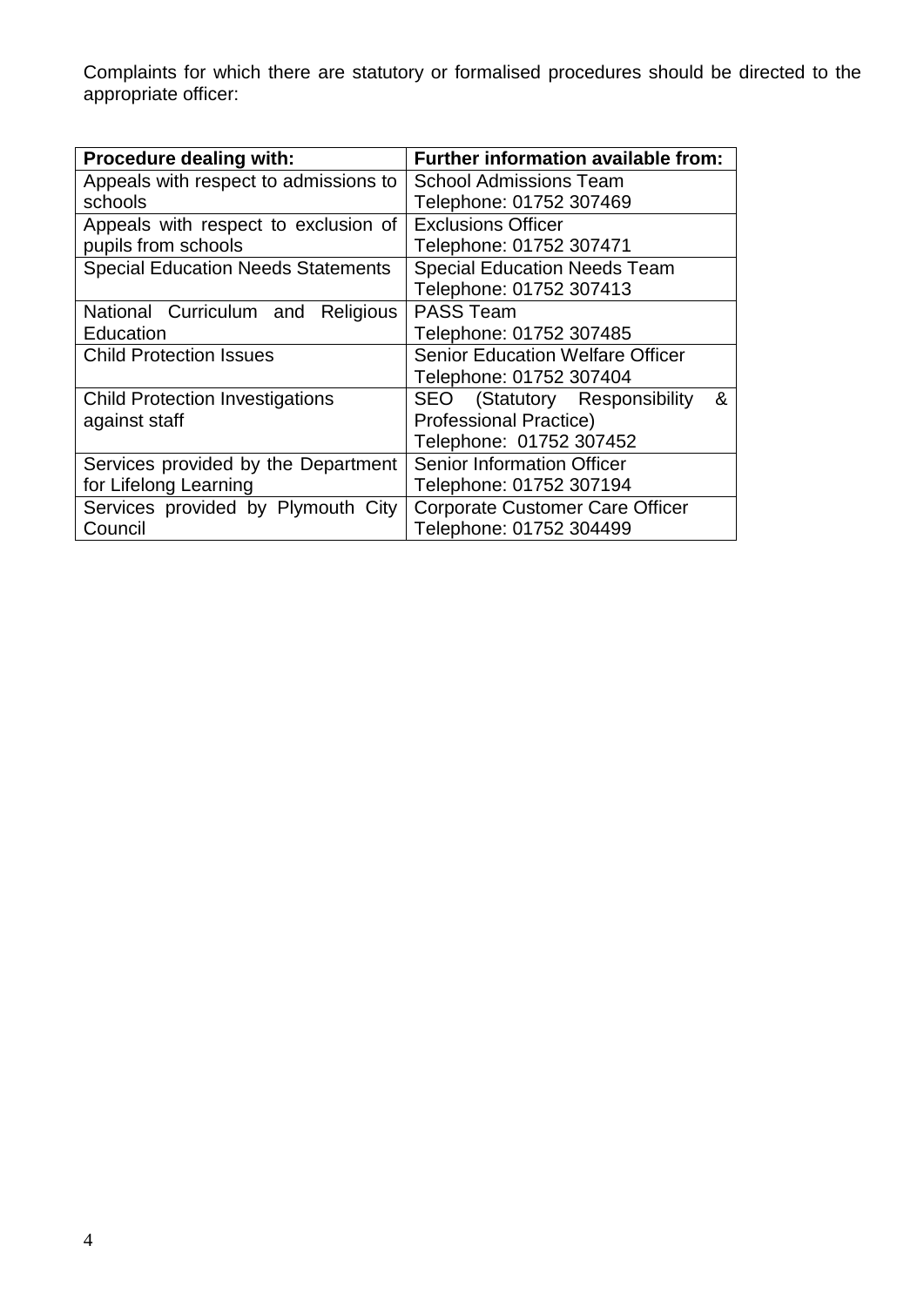Complaints for which there are statutory or formalised procedures should be directed to the appropriate officer:

| Procedure dealing with: | Further information available from: |
| --- | --- |
| Appeals with respect to admissions to schools | School Admissions Team<br>Telephone: 01752 307469 |
| Appeals with respect to exclusion of pupils from schools | Exclusions Officer<br>Telephone: 01752 307471 |
| Special Education Needs Statements | Special Education Needs Team<br>Telephone: 01752 307413 |
| National Curriculum and Religious Education | PASS Team<br>Telephone: 01752 307485 |
| Child Protection Issues | Senior Education Welfare Officer<br>Telephone: 01752 307404 |
| Child Protection Investigations against staff | SEO (Statutory Responsibility & Professional Practice)<br>Telephone: 01752 307452 |
| Services provided by the Department for Lifelong Learning | Senior Information Officer<br>Telephone: 01752 307194 |
| Services provided by Plymouth City Council | Corporate Customer Care Officer<br>Telephone: 01752 304499 |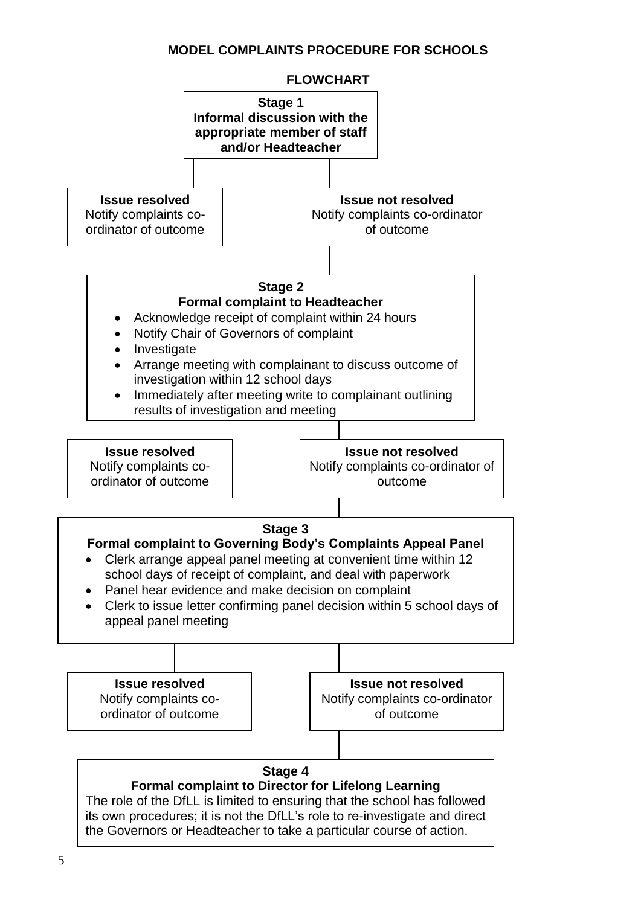# MODEL COMPLAINTS PROCEDURE FOR SCHOOLS

## FLOWCHART

**Stage 1**
**Informal discussion with the appropriate member of staff and/or Headteacher**

**Issue resolved**
Notify complaints co-ordinator of outcome

**Issue not resolved**
Notify complaints co-ordinator of outcome

**Stage 2**
**Formal complaint to Headteacher**

- Acknowledge receipt of complaint within 24 hours
- Notify Chair of Governors of complaint
- Investigate
- Arrange meeting with complainant to discuss outcome of investigation within 12 school days
- Immediately after meeting write to complainant outlining results of investigation and meeting

**Issue resolved**
Notify complaints co-ordinator of outcome

**Issue not resolved**
Notify complaints co-ordinator of outcome

**Stage 3**
**Formal complaint to Governing Body's Complaints Appeal Panel**

- Clerk arrange appeal panel meeting at convenient time within 12 school days of receipt of complaint, and deal with paperwork
- Panel hear evidence and make decision on complaint
- Clerk to issue letter confirming panel decision within 5 school days of appeal panel meeting

**Issue resolved**
Notify complaints co-ordinator of outcome

**Issue not resolved**
Notify complaints co-ordinator of outcome

**Stage 4**
**Formal complaint to Director for Lifelong Learning**

The role of the DfLL is limited to ensuring that the school has followed its own procedures; it is not the DfLL's role to re-investigate and direct the Governors or Headteacher to take a particular course of action.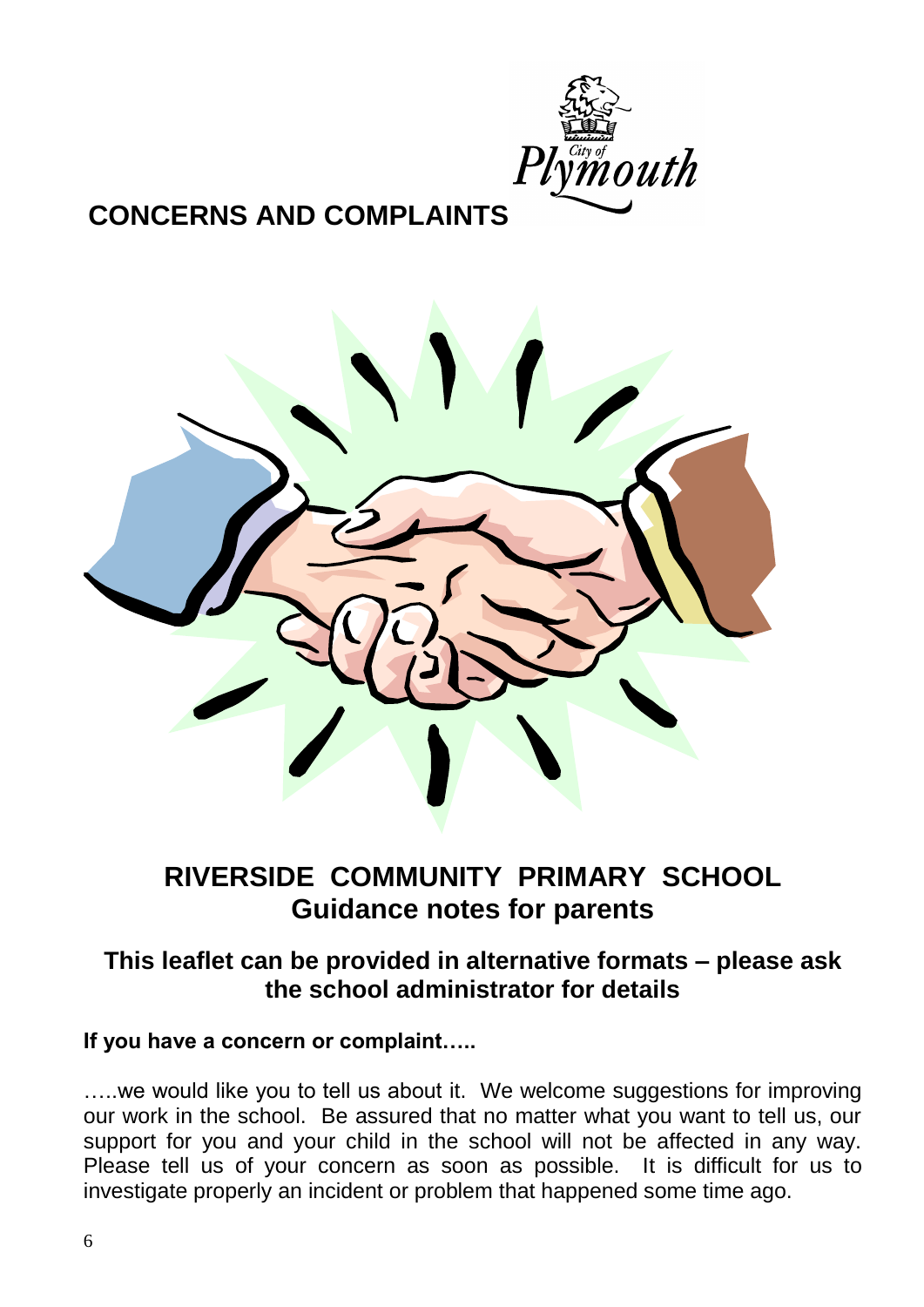# CONCERNS AND COMPLAINTS

## RIVERSIDE COMMUNITY PRIMARY SCHOOL
## Guidance notes for parents

### This leaflet can be provided in alternative formats – please ask the school administrator for details

**If you have a concern or complaint…..**

…..we would like you to tell us about it. We welcome suggestions for improving our work in the school. Be assured that no matter what you want to tell us, our support for you and your child in the school will not be affected in any way. Please tell us of your concern as soon as possible. It is difficult for us to investigate properly an incident or problem that happened some time ago.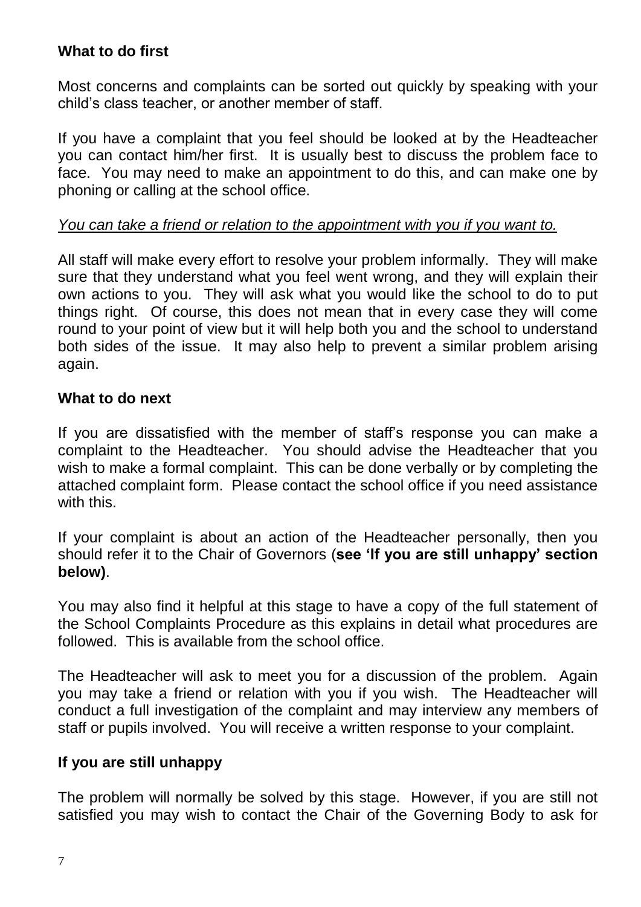**What to do first**

Most concerns and complaints can be sorted out quickly by speaking with your child's class teacher, or another member of staff.

If you have a complaint that you feel should be looked at by the Headteacher you can contact him/her first. It is usually best to discuss the problem face to face. You may need to make an appointment to do this, and can make one by phoning or calling at the school office.

*You can take a friend or relation to the appointment with you if you want to.*

All staff will make every effort to resolve your problem informally. They will make sure that they understand what you feel went wrong, and they will explain their own actions to you. They will ask what you would like the school to do to put things right. Of course, this does not mean that in every case they will come round to your point of view but it will help both you and the school to understand both sides of the issue. It may also help to prevent a similar problem arising again.

**What to do next**

If you are dissatisfied with the member of staff's response you can make a complaint to the Headteacher. You should advise the Headteacher that you wish to make a formal complaint. This can be done verbally or by completing the attached complaint form. Please contact the school office if you need assistance with this.

If your complaint is about an action of the Headteacher personally, then you should refer it to the Chair of Governors (**see 'If you are still unhappy' section below)**.

You may also find it helpful at this stage to have a copy of the full statement of the School Complaints Procedure as this explains in detail what procedures are followed. This is available from the school office.

The Headteacher will ask to meet you for a discussion of the problem. Again you may take a friend or relation with you if you wish. The Headteacher will conduct a full investigation of the complaint and may interview any members of staff or pupils involved. You will receive a written response to your complaint.

**If you are still unhappy**

The problem will normally be solved by this stage. However, if you are still not satisfied you may wish to contact the Chair of the Governing Body to ask for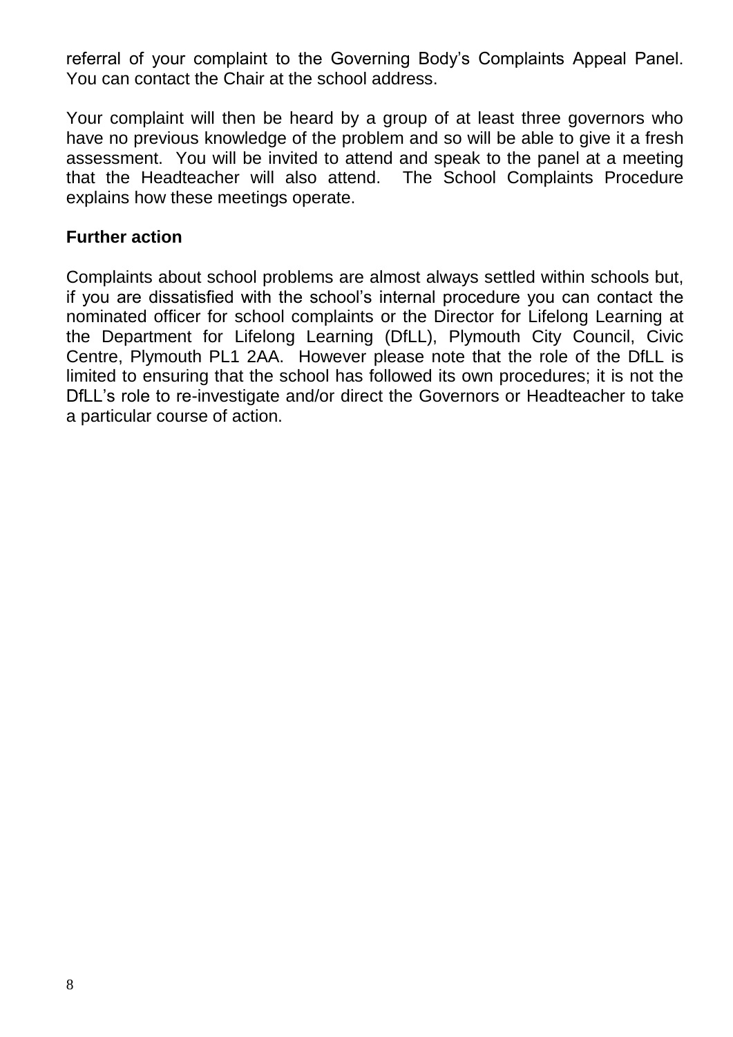referral of your complaint to the Governing Body's Complaints Appeal Panel. You can contact the Chair at the school address.

Your complaint will then be heard by a group of at least three governors who have no previous knowledge of the problem and so will be able to give it a fresh assessment. You will be invited to attend and speak to the panel at a meeting that the Headteacher will also attend. The School Complaints Procedure explains how these meetings operate.

**Further action**

Complaints about school problems are almost always settled within schools but, if you are dissatisfied with the school's internal procedure you can contact the nominated officer for school complaints or the Director for Lifelong Learning at the Department for Lifelong Learning (DfLL), Plymouth City Council, Civic Centre, Plymouth PL1 2AA. However please note that the role of the DfLL is limited to ensuring that the school has followed its own procedures; it is not the DfLL's role to re-investigate and/or direct the Governors or Headteacher to take a particular course of action.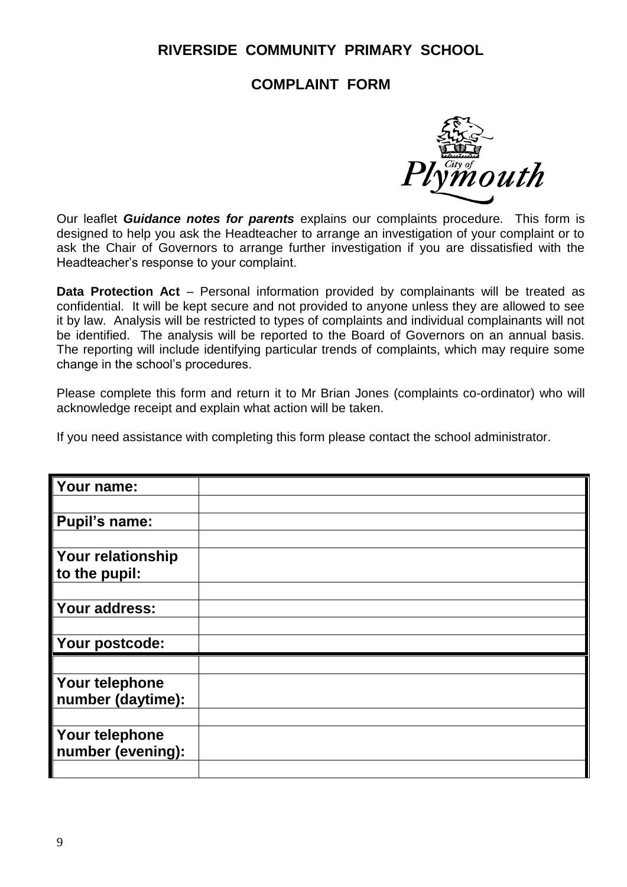# RIVERSIDE COMMUNITY PRIMARY SCHOOL

## COMPLAINT FORM

Our leaflet ***Guidance notes for parents*** explains our complaints procedure. This form is designed to help you ask the Headteacher to arrange an investigation of your complaint or to ask the Chair of Governors to arrange further investigation if you are dissatisfied with the Headteacher's response to your complaint.

**Data Protection Act** – Personal information provided by complainants will be treated as confidential. It will be kept secure and not provided to anyone unless they are allowed to see it by law. Analysis will be restricted to types of complaints and individual complainants will not be identified. The analysis will be reported to the Board of Governors on an annual basis. The reporting will include identifying particular trends of complaints, which may require some change in the school's procedures.

Please complete this form and return it to Mr Brian Jones (complaints co-ordinator) who will acknowledge receipt and explain what action will be taken.

If you need assistance with completing this form please contact the school administrator.

| | |
|---|---|
| **Your name:** | |
| | |
| **Pupil's name:** | |
| | |
| **Your relationship to the pupil:** | |
| | |
| **Your address:** | |
| | |
| **Your postcode:** | |
| | |
| **Your telephone number (daytime):** | |
| | |
| **Your telephone number (evening):** | |
| | |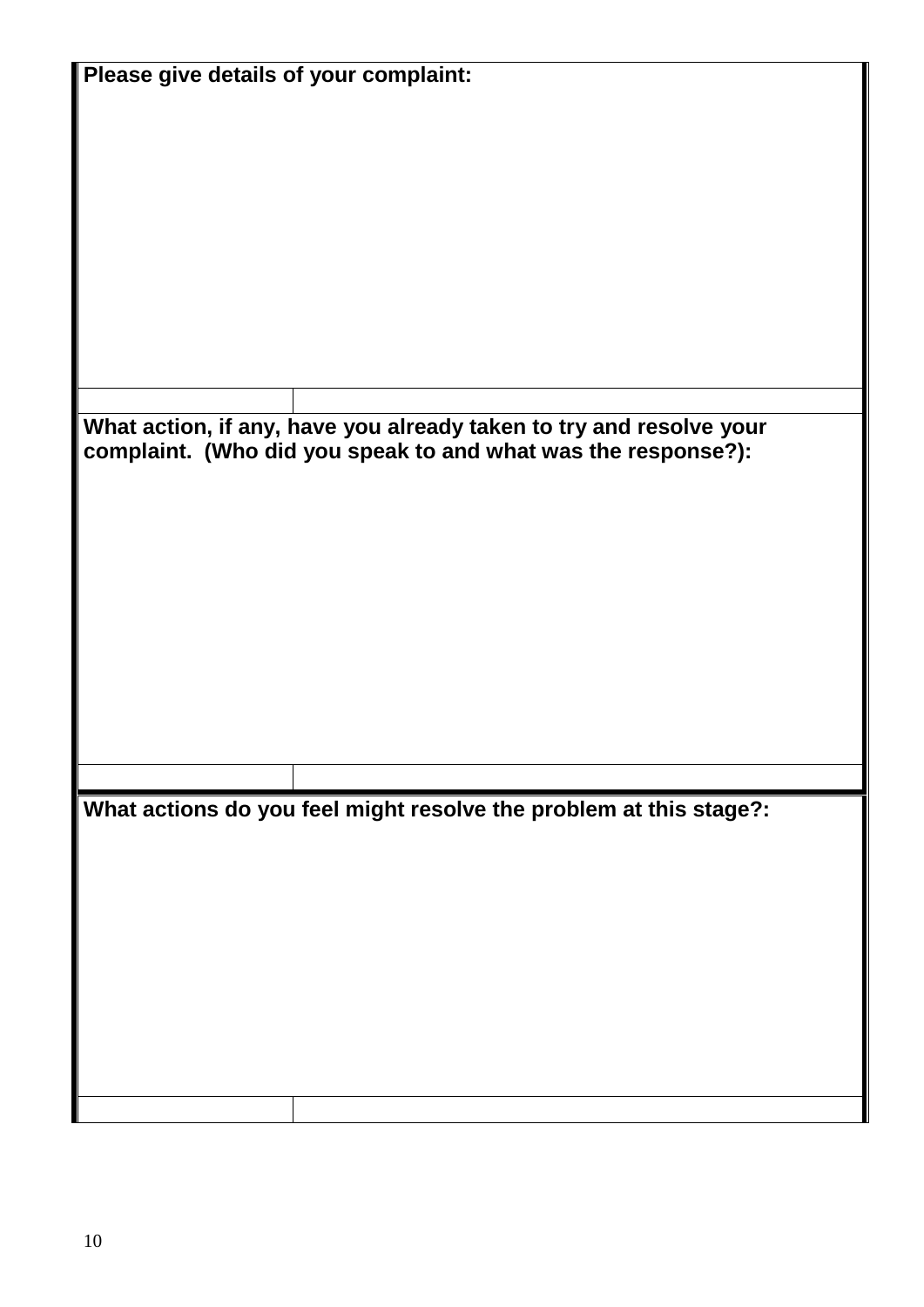| Please give details of your complaint: | |
| --- | --- |
| | |
| **What action, if any, have you already taken to try and resolve your complaint. (Who did you speak to and what was the response?):** | |
| | |
| **What actions do you feel might resolve the problem at this stage?:** | |
| | |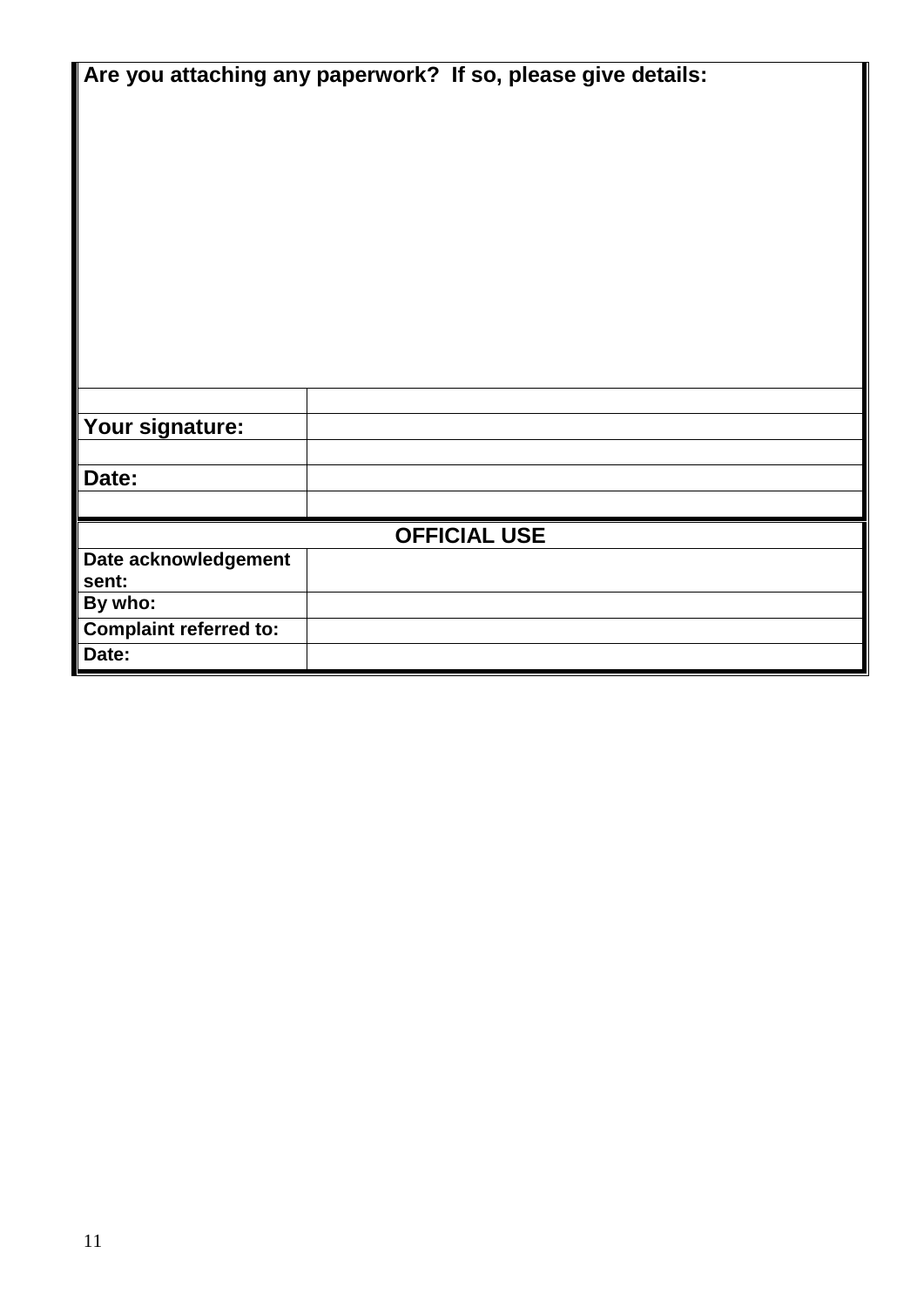**Are you attaching any paperwork? If so, please give details:**

| | |
|---|---|
| | |
| **Your signature:** | |
| | |
| **Date:** | |
| | |

| **OFFICIAL USE** | |
|---|---|
| **Date acknowledgement sent:** | |
| **By who:** | |
| **Complaint referred to:** | |
| **Date:** | |